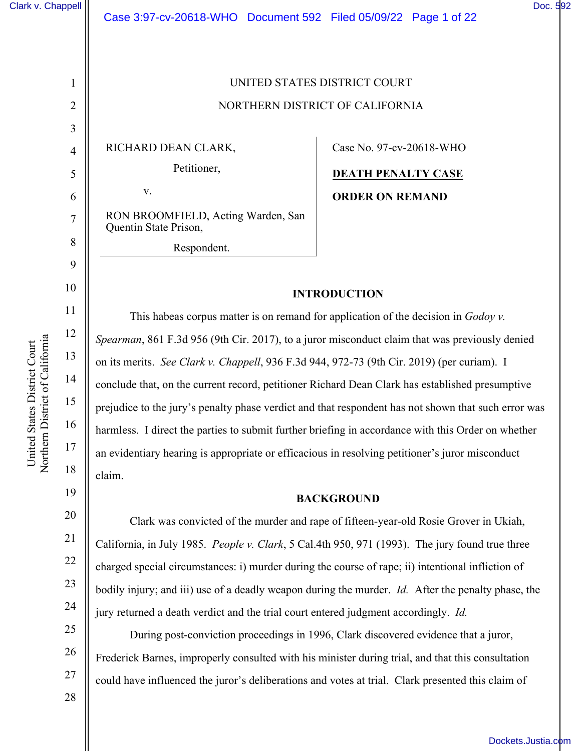UNITED STATES DISTRICT COURT

NORTHERN DISTRICT OF CALIFORNIA

RICHARD DEAN CLARK,

Petitioner,

v.

RON BROOMFIELD, Acting Warden, San Quentin State Prison,

Respondent.

Case No. 97-cv-20618-WHO

**DEATH PENALTY CASE**

**ORDER ON REMAND**

## INTRODUCTION

This habeas corpus matter is on remand for application of the decision in *Godoy v. Spearman*, 861 F.3d 956 (9th Cir. 2017), to a juror misconduct claim that was previously denied on its merits. *See Clark v. Chappell*, 936 F.3d 944, 972-73 (9th Cir. 2019) (per curiam). I conclude that, on the current record, petitioner Richard Dean Clark has established presumptive prejudice to the jury's penalty phase verdict and that respondent has not shown that such error was harmless. I direct the parties to submit further briefing in accordance with this Order on whether an evidentiary hearing is appropriate or efficacious in resolving petitioner's juror misconduct claim.

## BACKGROUND

Clark was convicted of the murder and rape of fifteen-year-old Rosie Grover in Ukiah, California, in July 1985. *People v. Clark*, 5 Cal.4th 950, 971 (1993). The jury found true three charged special circumstances: i) murder during the course of rape; ii) intentional infliction of bodily injury; and iii) use of a deadly weapon during the murder. *Id.* After the penalty phase, the jury returned a death verdict and the trial court entered judgment accordingly. *Id.*

During post-conviction proceedings in 1996, Clark discovered evidence that a juror, Frederick Barnes, improperly consulted with his minister during trial, and that this consultation could have influenced the juror's deliberations and votes at trial. Clark presented this claim of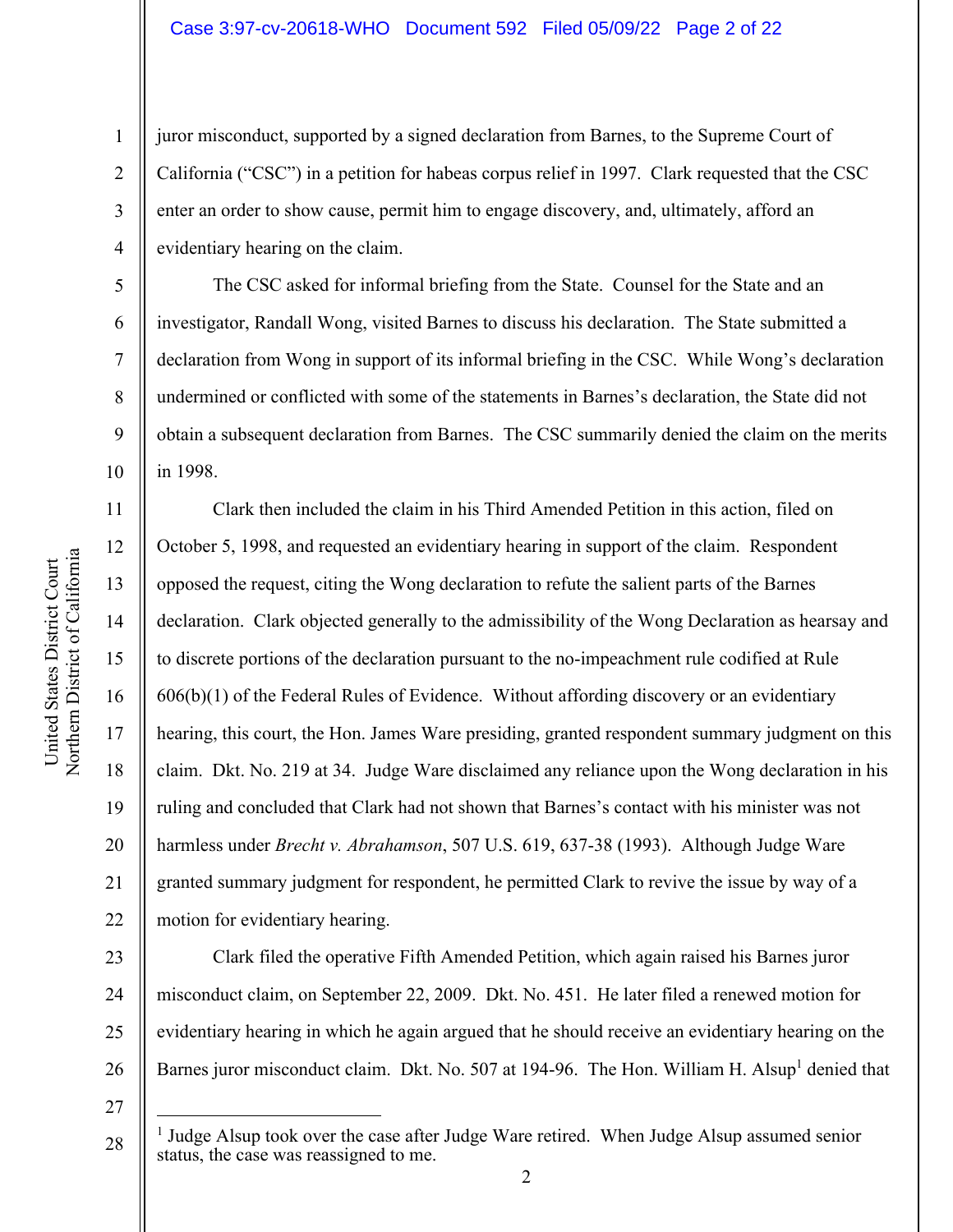juror misconduct, supported by a signed declaration from Barnes, to the Supreme Court of California ("CSC") in a petition for habeas corpus relief in 1997. Clark requested that the CSC enter an order to show cause, permit him to engage discovery, and, ultimately, afford an evidentiary hearing on the claim.

The CSC asked for informal briefing from the State. Counsel for the State and an investigator, Randall Wong, visited Barnes to discuss his declaration. The State submitted a declaration from Wong in support of its informal briefing in the CSC. While Wong's declaration undermined or conflicted with some of the statements in Barnes's declaration, the State did not obtain a subsequent declaration from Barnes. The CSC summarily denied the claim on the merits in 1998.

Clark then included the claim in his Third Amended Petition in this action, filed on October 5, 1998, and requested an evidentiary hearing in support of the claim. Respondent opposed the request, citing the Wong declaration to refute the salient parts of the Barnes declaration. Clark objected generally to the admissibility of the Wong Declaration as hearsay and to discrete portions of the declaration pursuant to the no-impeachment rule codified at Rule 606(b)(1) of the Federal Rules of Evidence. Without affording discovery or an evidentiary hearing, this court, the Hon. James Ware presiding, granted respondent summary judgment on this claim. Dkt. No. 219 at 34. Judge Ware disclaimed any reliance upon the Wong declaration in his ruling and concluded that Clark had not shown that Barnes's contact with his minister was not harmless under *Brecht v. Abrahamson*, 507 U.S. 619, 637-38 (1993). Although Judge Ware granted summary judgment for respondent, he permitted Clark to revive the issue by way of a motion for evidentiary hearing.

Clark filed the operative Fifth Amended Petition, which again raised his Barnes juror misconduct claim, on September 22, 2009. Dkt. No. 451. He later filed a renewed motion for evidentiary hearing in which he again argued that he should receive an evidentiary hearing on the Barnes juror misconduct claim. Dkt. No. 507 at 194-96. The Hon. William H. Alsup[1] denied that

[1] Judge Alsup took over the case after Judge Ware retired. When Judge Alsup assumed senior status, the case was reassigned to me.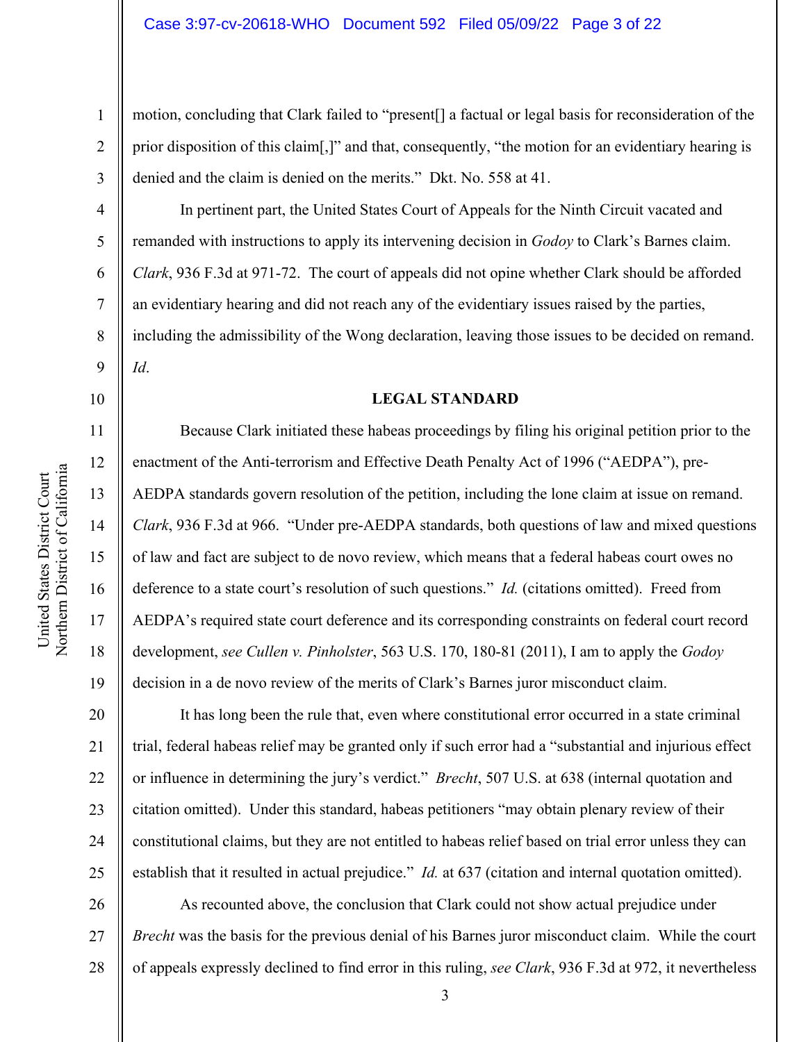motion, concluding that Clark failed to "present[] a factual or legal basis for reconsideration of the prior disposition of this claim[,]" and that, consequently, "the motion for an evidentiary hearing is denied and the claim is denied on the merits." Dkt. No. 558 at 41.

In pertinent part, the United States Court of Appeals for the Ninth Circuit vacated and remanded with instructions to apply its intervening decision in *Godoy* to Clark's Barnes claim. *Clark*, 936 F.3d at 971-72. The court of appeals did not opine whether Clark should be afforded an evidentiary hearing and did not reach any of the evidentiary issues raised by the parties, including the admissibility of the Wong declaration, leaving those issues to be decided on remand. *Id*.

**LEGAL STANDARD**

Because Clark initiated these habeas proceedings by filing his original petition prior to the enactment of the Anti-terrorism and Effective Death Penalty Act of 1996 ("AEDPA"), pre-AEDPA standards govern resolution of the petition, including the lone claim at issue on remand. *Clark*, 936 F.3d at 966. "Under pre-AEDPA standards, both questions of law and mixed questions of law and fact are subject to de novo review, which means that a federal habeas court owes no deference to a state court's resolution of such questions." *Id.* (citations omitted). Freed from AEDPA's required state court deference and its corresponding constraints on federal court record development, *see Cullen v. Pinholster*, 563 U.S. 170, 180-81 (2011), I am to apply the *Godoy* decision in a de novo review of the merits of Clark's Barnes juror misconduct claim.

It has long been the rule that, even where constitutional error occurred in a state criminal trial, federal habeas relief may be granted only if such error had a "substantial and injurious effect or influence in determining the jury's verdict." *Brecht*, 507 U.S. at 638 (internal quotation and citation omitted). Under this standard, habeas petitioners "may obtain plenary review of their constitutional claims, but they are not entitled to habeas relief based on trial error unless they can establish that it resulted in actual prejudice." *Id.* at 637 (citation and internal quotation omitted).

As recounted above, the conclusion that Clark could not show actual prejudice under *Brecht* was the basis for the previous denial of his Barnes juror misconduct claim. While the court of appeals expressly declined to find error in this ruling, *see Clark*, 936 F.3d at 972, it nevertheless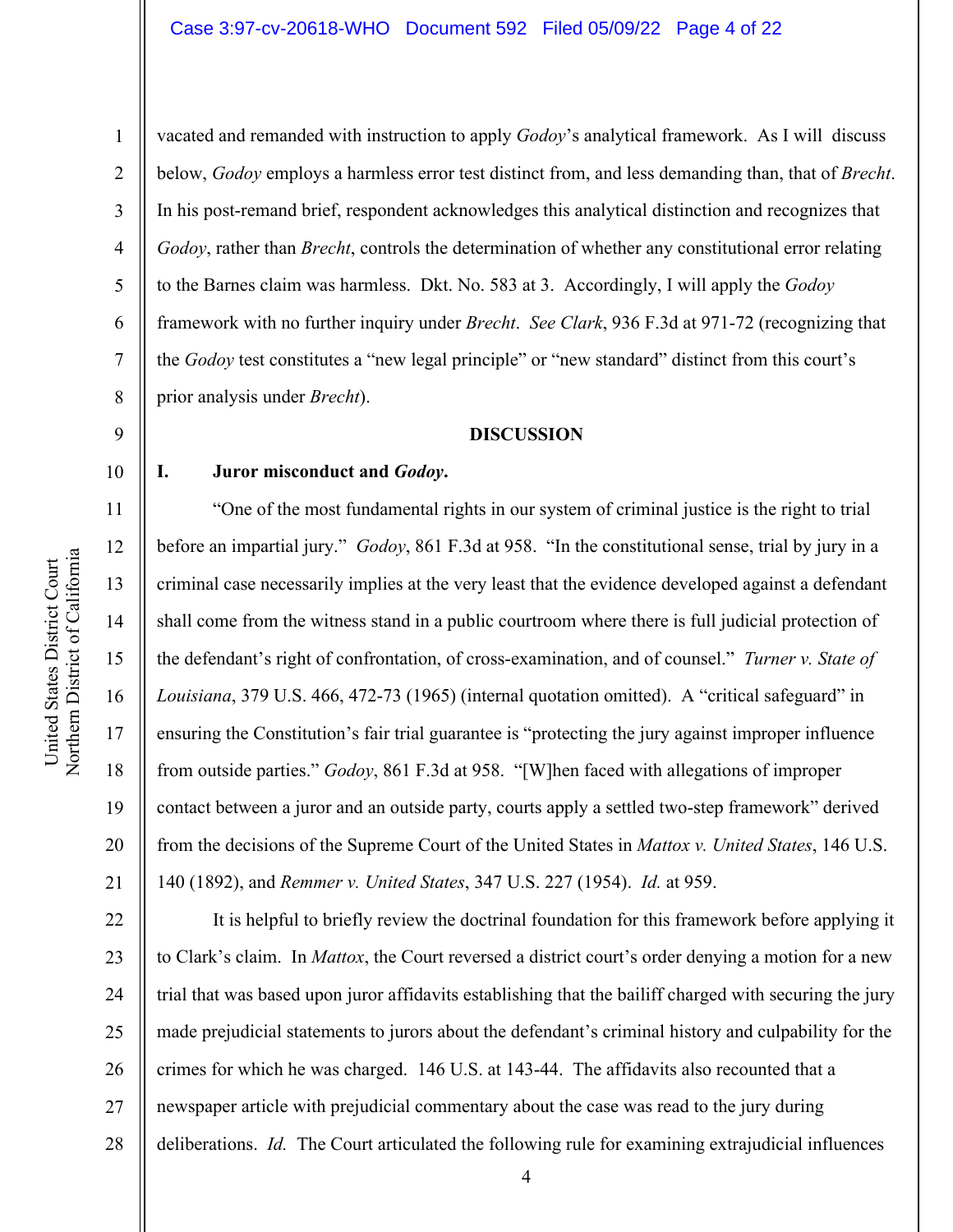vacated and remanded with instruction to apply *Godoy*'s analytical framework. As I will discuss below, *Godoy* employs a harmless error test distinct from, and less demanding than, that of *Brecht*. In his post-remand brief, respondent acknowledges this analytical distinction and recognizes that *Godoy*, rather than *Brecht*, controls the determination of whether any constitutional error relating to the Barnes claim was harmless. Dkt. No. 583 at 3. Accordingly, I will apply the *Godoy* framework with no further inquiry under *Brecht*. *See Clark*, 936 F.3d at 971-72 (recognizing that the *Godoy* test constitutes a "new legal principle" or "new standard" distinct from this court's prior analysis under *Brecht*).

## DISCUSSION

### I. Juror misconduct and *Godoy*.

"One of the most fundamental rights in our system of criminal justice is the right to trial before an impartial jury." *Godoy*, 861 F.3d at 958. "In the constitutional sense, trial by jury in a criminal case necessarily implies at the very least that the evidence developed against a defendant shall come from the witness stand in a public courtroom where there is full judicial protection of the defendant's right of confrontation, of cross-examination, and of counsel." *Turner v. State of Louisiana*, 379 U.S. 466, 472-73 (1965) (internal quotation omitted). A "critical safeguard" in ensuring the Constitution's fair trial guarantee is "protecting the jury against improper influence from outside parties." *Godoy*, 861 F.3d at 958. "[W]hen faced with allegations of improper contact between a juror and an outside party, courts apply a settled two-step framework" derived from the decisions of the Supreme Court of the United States in *Mattox v. United States*, 146 U.S. 140 (1892), and *Remmer v. United States*, 347 U.S. 227 (1954). *Id.* at 959.

It is helpful to briefly review the doctrinal foundation for this framework before applying it to Clark's claim. In *Mattox*, the Court reversed a district court's order denying a motion for a new trial that was based upon juror affidavits establishing that the bailiff charged with securing the jury made prejudicial statements to jurors about the defendant's criminal history and culpability for the crimes for which he was charged. 146 U.S. at 143-44. The affidavits also recounted that a newspaper article with prejudicial commentary about the case was read to the jury during deliberations. *Id.* The Court articulated the following rule for examining extrajudicial influences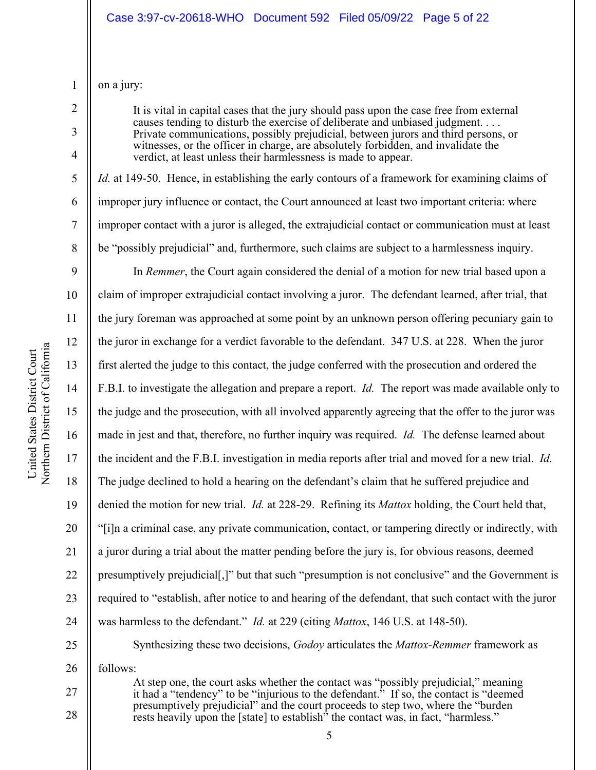on a jury:

> It is vital in capital cases that the jury should pass upon the case free from external causes tending to disturb the exercise of deliberate and unbiased judgment. . . . Private communications, possibly prejudicial, between jurors and third persons, or witnesses, or the officer in charge, are absolutely forbidden, and invalidate the verdict, at least unless their harmlessness is made to appear.

*Id.* at 149-50. Hence, in establishing the early contours of a framework for examining claims of improper jury influence or contact, the Court announced at least two important criteria: where improper contact with a juror is alleged, the extrajudicial contact or communication must at least be "possibly prejudicial" and, furthermore, such claims are subject to a harmlessness inquiry.

In *Remmer*, the Court again considered the denial of a motion for new trial based upon a claim of improper extrajudicial contact involving a juror. The defendant learned, after trial, that the jury foreman was approached at some point by an unknown person offering pecuniary gain to the juror in exchange for a verdict favorable to the defendant. 347 U.S. at 228. When the juror first alerted the judge to this contact, the judge conferred with the prosecution and ordered the F.B.I. to investigate the allegation and prepare a report. *Id.* The report was made available only to the judge and the prosecution, with all involved apparently agreeing that the offer to the juror was made in jest and that, therefore, no further inquiry was required. *Id.* The defense learned about the incident and the F.B.I. investigation in media reports after trial and moved for a new trial. *Id.* The judge declined to hold a hearing on the defendant's claim that he suffered prejudice and denied the motion for new trial. *Id.* at 228-29. Refining its *Mattox* holding, the Court held that, "[i]n a criminal case, any private communication, contact, or tampering directly or indirectly, with a juror during a trial about the matter pending before the jury is, for obvious reasons, deemed presumptively prejudicial[,]" but that such "presumption is not conclusive" and the Government is required to "establish, after notice to and hearing of the defendant, that such contact with the juror was harmless to the defendant." *Id.* at 229 (citing *Mattox*, 146 U.S. at 148-50).

Synthesizing these two decisions, *Godoy* articulates the *Mattox-Remmer* framework as follows:

> At step one, the court asks whether the contact was "possibly prejudicial," meaning it had a "tendency" to be "injurious to the defendant." If so, the contact is "deemed presumptively prejudicial" and the court proceeds to step two, where the "burden rests heavily upon the [state] to establish" the contact was, in fact, "harmless."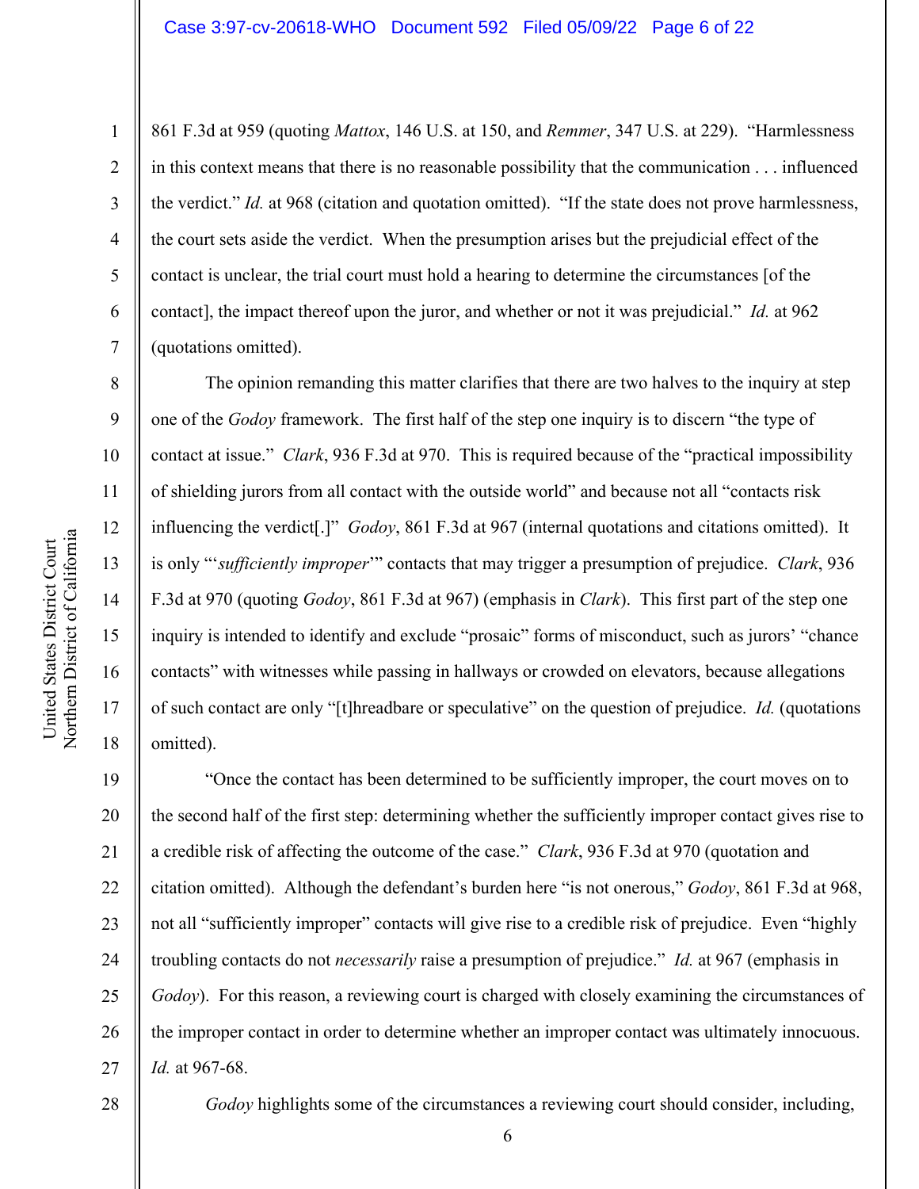861 F.3d at 959 (quoting *Mattox*, 146 U.S. at 150, and *Remmer*, 347 U.S. at 229). "Harmlessness in this context means that there is no reasonable possibility that the communication . . . influenced the verdict." *Id.* at 968 (citation and quotation omitted). "If the state does not prove harmlessness, the court sets aside the verdict. When the presumption arises but the prejudicial effect of the contact is unclear, the trial court must hold a hearing to determine the circumstances [of the contact], the impact thereof upon the juror, and whether or not it was prejudicial." *Id.* at 962 (quotations omitted).

The opinion remanding this matter clarifies that there are two halves to the inquiry at step one of the *Godoy* framework. The first half of the step one inquiry is to discern "the type of contact at issue." *Clark*, 936 F.3d at 970. This is required because of the "practical impossibility of shielding jurors from all contact with the outside world" and because not all "contacts risk influencing the verdict[.]" *Godoy*, 861 F.3d at 967 (internal quotations and citations omitted). It is only "'*sufficiently improper*'" contacts that may trigger a presumption of prejudice. *Clark*, 936 F.3d at 970 (quoting *Godoy*, 861 F.3d at 967) (emphasis in *Clark*). This first part of the step one inquiry is intended to identify and exclude "prosaic" forms of misconduct, such as jurors' "chance contacts" with witnesses while passing in hallways or crowded on elevators, because allegations of such contact are only "[t]hreadbare or speculative" on the question of prejudice. *Id.* (quotations omitted).

"Once the contact has been determined to be sufficiently improper, the court moves on to the second half of the first step: determining whether the sufficiently improper contact gives rise to a credible risk of affecting the outcome of the case." *Clark*, 936 F.3d at 970 (quotation and citation omitted). Although the defendant's burden here "is not onerous," *Godoy*, 861 F.3d at 968, not all "sufficiently improper" contacts will give rise to a credible risk of prejudice. Even "highly troubling contacts do not *necessarily* raise a presumption of prejudice." *Id.* at 967 (emphasis in *Godoy*). For this reason, a reviewing court is charged with closely examining the circumstances of the improper contact in order to determine whether an improper contact was ultimately innocuous. *Id.* at 967-68.

*Godoy* highlights some of the circumstances a reviewing court should consider, including,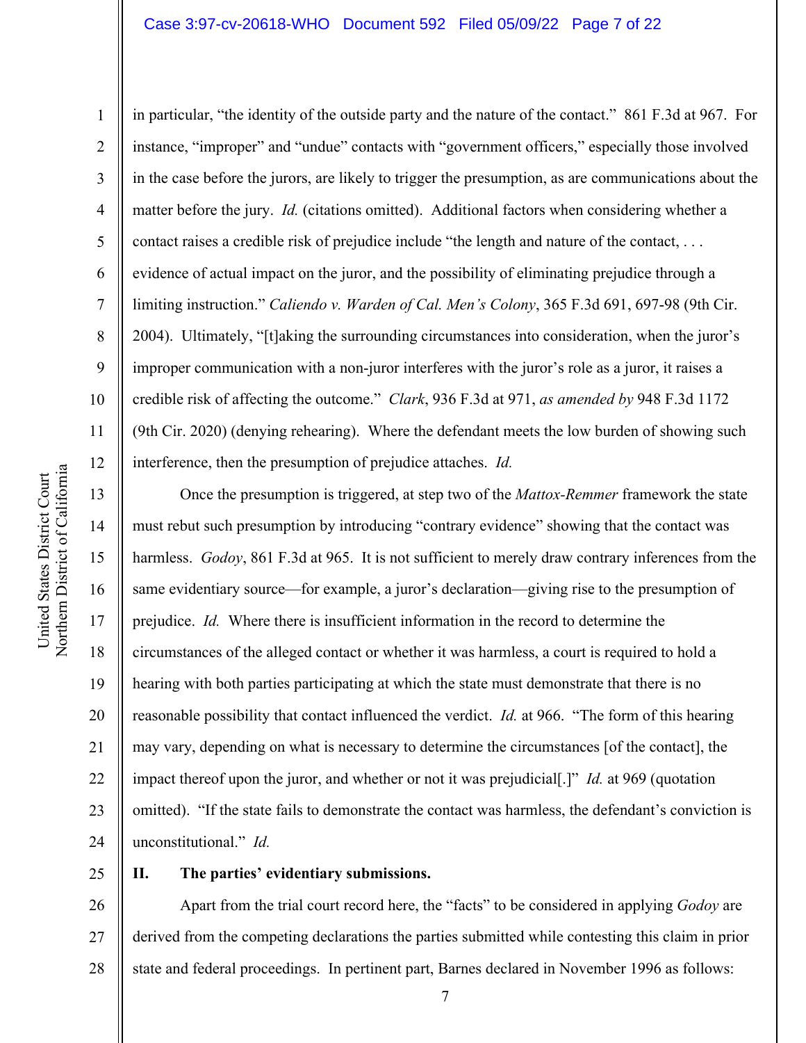in particular, "the identity of the outside party and the nature of the contact." 861 F.3d at 967. For instance, "improper" and "undue" contacts with "government officers," especially those involved in the case before the jurors, are likely to trigger the presumption, as are communications about the matter before the jury. *Id.* (citations omitted). Additional factors when considering whether a contact raises a credible risk of prejudice include "the length and nature of the contact, . . . evidence of actual impact on the juror, and the possibility of eliminating prejudice through a limiting instruction." *Caliendo v. Warden of Cal. Men's Colony*, 365 F.3d 691, 697-98 (9th Cir. 2004). Ultimately, "[t]aking the surrounding circumstances into consideration, when the juror's improper communication with a non-juror interferes with the juror's role as a juror, it raises a credible risk of affecting the outcome." *Clark*, 936 F.3d at 971, *as amended by* 948 F.3d 1172 (9th Cir. 2020) (denying rehearing). Where the defendant meets the low burden of showing such interference, then the presumption of prejudice attaches. *Id.*

Once the presumption is triggered, at step two of the *Mattox-Remmer* framework the state must rebut such presumption by introducing "contrary evidence" showing that the contact was harmless. *Godoy*, 861 F.3d at 965. It is not sufficient to merely draw contrary inferences from the same evidentiary source—for example, a juror's declaration—giving rise to the presumption of prejudice. *Id.* Where there is insufficient information in the record to determine the circumstances of the alleged contact or whether it was harmless, a court is required to hold a hearing with both parties participating at which the state must demonstrate that there is no reasonable possibility that contact influenced the verdict. *Id.* at 966. "The form of this hearing may vary, depending on what is necessary to determine the circumstances [of the contact], the impact thereof upon the juror, and whether or not it was prejudicial[.]" *Id.* at 969 (quotation omitted). "If the state fails to demonstrate the contact was harmless, the defendant's conviction is unconstitutional." *Id.*

## II. The parties' evidentiary submissions.

Apart from the trial court record here, the "facts" to be considered in applying *Godoy* are derived from the competing declarations the parties submitted while contesting this claim in prior state and federal proceedings. In pertinent part, Barnes declared in November 1996 as follows: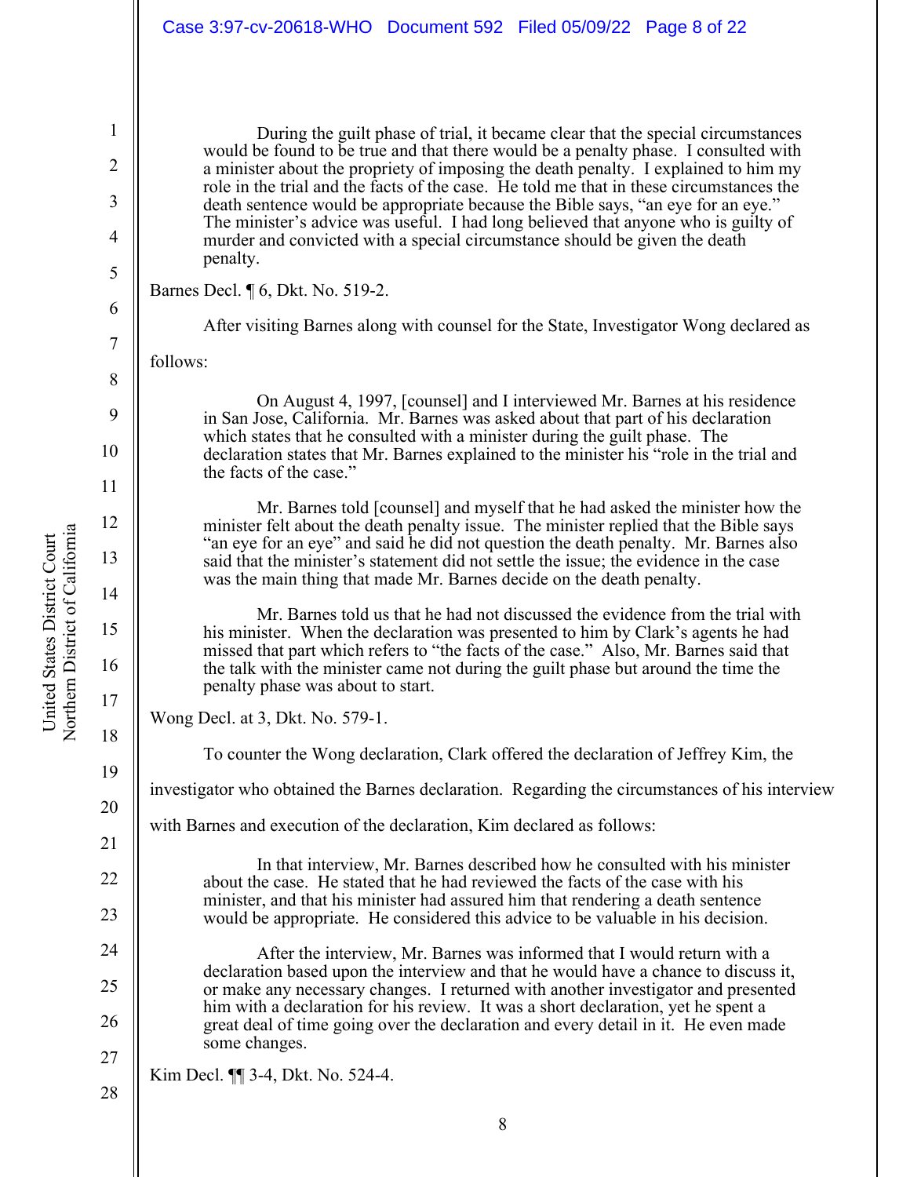> During the guilt phase of trial, it became clear that the special circumstances would be found to be true and that there would be a penalty phase. I consulted with a minister about the propriety of imposing the death penalty. I explained to him my role in the trial and the facts of the case. He told me that in these circumstances the death sentence would be appropriate because the Bible says, "an eye for an eye." The minister's advice was useful. I had long believed that anyone who is guilty of murder and convicted with a special circumstance should be given the death penalty.

Barnes Decl. ¶ 6, Dkt. No. 519-2.

After visiting Barnes along with counsel for the State, Investigator Wong declared as follows:

> On August 4, 1997, [counsel] and I interviewed Mr. Barnes at his residence in San Jose, California. Mr. Barnes was asked about that part of his declaration which states that he consulted with a minister during the guilt phase. The declaration states that Mr. Barnes explained to the minister his "role in the trial and the facts of the case."
>
> Mr. Barnes told [counsel] and myself that he had asked the minister how the minister felt about the death penalty issue. The minister replied that the Bible says "an eye for an eye" and said he did not question the death penalty. Mr. Barnes also said that the minister's statement did not settle the issue; the evidence in the case was the main thing that made Mr. Barnes decide on the death penalty.
>
> Mr. Barnes told us that he had not discussed the evidence from the trial with his minister. When the declaration was presented to him by Clark's agents he had missed that part which refers to "the facts of the case." Also, Mr. Barnes said that the talk with the minister came not during the guilt phase but around the time the penalty phase was about to start.

Wong Decl. at 3, Dkt. No. 579-1.

To counter the Wong declaration, Clark offered the declaration of Jeffrey Kim, the investigator who obtained the Barnes declaration. Regarding the circumstances of his interview with Barnes and execution of the declaration, Kim declared as follows:

> In that interview, Mr. Barnes described how he consulted with his minister about the case. He stated that he had reviewed the facts of the case with his minister, and that his minister had assured him that rendering a death sentence would be appropriate. He considered this advice to be valuable in his decision.
>
> After the interview, Mr. Barnes was informed that I would return with a declaration based upon the interview and that he would have a chance to discuss it, or make any necessary changes. I returned with another investigator and presented him with a declaration for his review. It was a short declaration, yet he spent a great deal of time going over the declaration and every detail in it. He even made some changes.

Kim Decl. ¶¶ 3-4, Dkt. No. 524-4.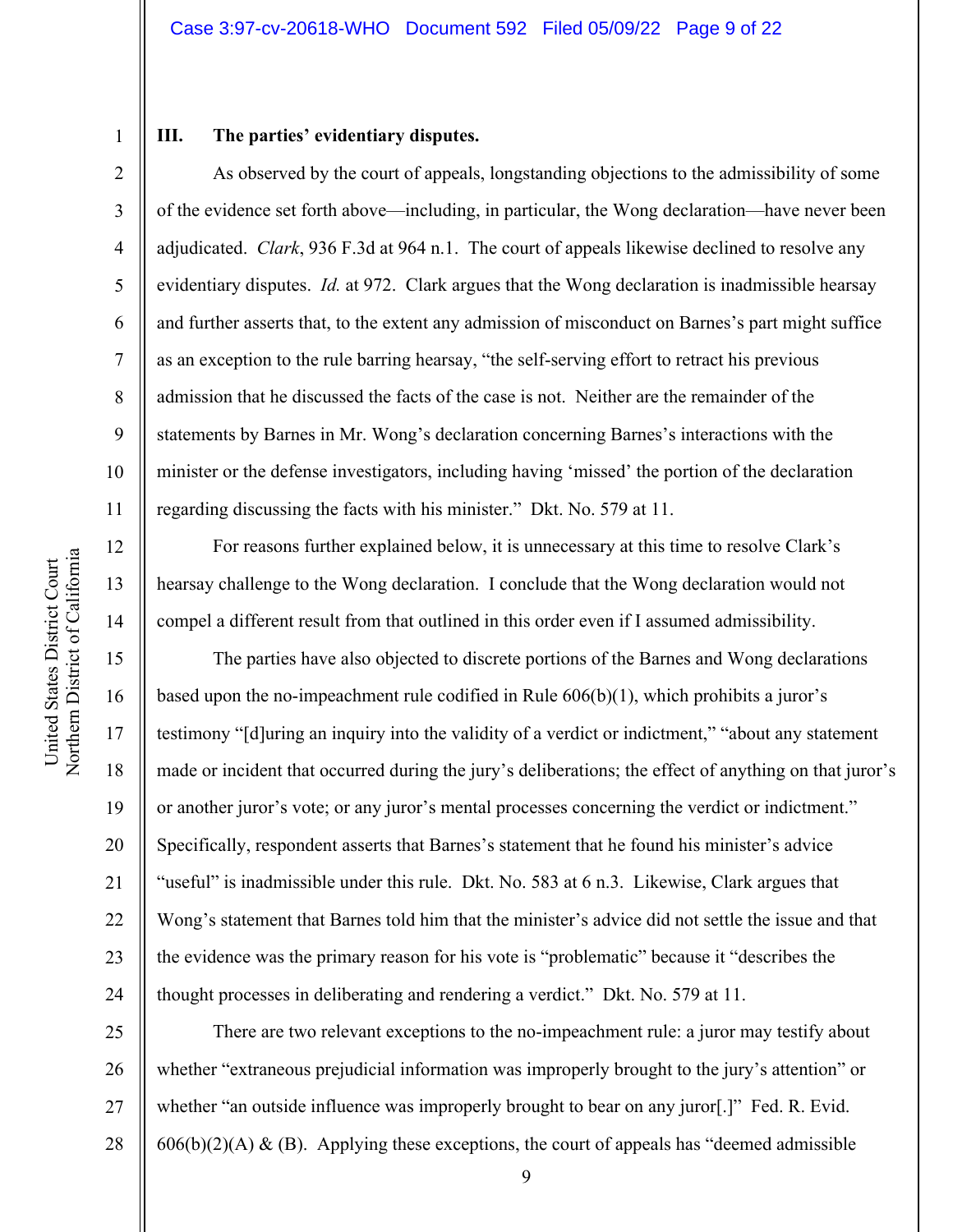### III. The parties' evidentiary disputes.

As observed by the court of appeals, longstanding objections to the admissibility of some of the evidence set forth above—including, in particular, the Wong declaration—have never been adjudicated. *Clark*, 936 F.3d at 964 n.1. The court of appeals likewise declined to resolve any evidentiary disputes. *Id.* at 972. Clark argues that the Wong declaration is inadmissible hearsay and further asserts that, to the extent any admission of misconduct on Barnes's part might suffice as an exception to the rule barring hearsay, "the self-serving effort to retract his previous admission that he discussed the facts of the case is not. Neither are the remainder of the statements by Barnes in Mr. Wong's declaration concerning Barnes's interactions with the minister or the defense investigators, including having 'missed' the portion of the declaration regarding discussing the facts with his minister." Dkt. No. 579 at 11.

For reasons further explained below, it is unnecessary at this time to resolve Clark's hearsay challenge to the Wong declaration. I conclude that the Wong declaration would not compel a different result from that outlined in this order even if I assumed admissibility.

The parties have also objected to discrete portions of the Barnes and Wong declarations based upon the no-impeachment rule codified in Rule 606(b)(1), which prohibits a juror's testimony "[d]uring an inquiry into the validity of a verdict or indictment," "about any statement made or incident that occurred during the jury's deliberations; the effect of anything on that juror's or another juror's vote; or any juror's mental processes concerning the verdict or indictment." Specifically, respondent asserts that Barnes's statement that he found his minister's advice "useful" is inadmissible under this rule. Dkt. No. 583 at 6 n.3. Likewise, Clark argues that Wong's statement that Barnes told him that the minister's advice did not settle the issue and that the evidence was the primary reason for his vote is "problematic" because it "describes the thought processes in deliberating and rendering a verdict." Dkt. No. 579 at 11.

There are two relevant exceptions to the no-impeachment rule: a juror may testify about whether "extraneous prejudicial information was improperly brought to the jury's attention" or whether "an outside influence was improperly brought to bear on any juror[.]" Fed. R. Evid. 606(b)(2)(A) & (B). Applying these exceptions, the court of appeals has "deemed admissible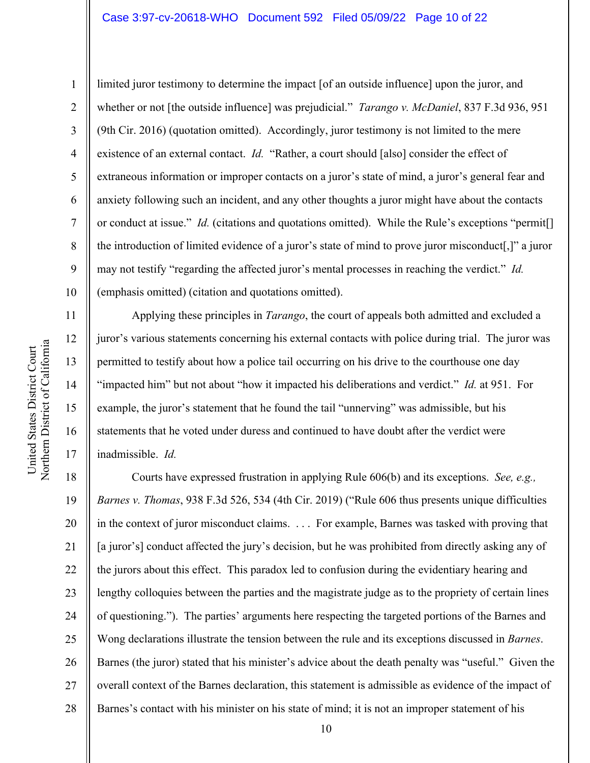limited juror testimony to determine the impact [of an outside influence] upon the juror, and whether or not [the outside influence] was prejudicial." *Tarango v. McDaniel*, 837 F.3d 936, 951 (9th Cir. 2016) (quotation omitted). Accordingly, juror testimony is not limited to the mere existence of an external contact. *Id.* "Rather, a court should [also] consider the effect of extraneous information or improper contacts on a juror's state of mind, a juror's general fear and anxiety following such an incident, and any other thoughts a juror might have about the contacts or conduct at issue." *Id.* (citations and quotations omitted). While the Rule's exceptions "permit[] the introduction of limited evidence of a juror's state of mind to prove juror misconduct[,]" a juror may not testify "regarding the affected juror's mental processes in reaching the verdict." *Id.* (emphasis omitted) (citation and quotations omitted).

Applying these principles in *Tarango*, the court of appeals both admitted and excluded a juror's various statements concerning his external contacts with police during trial. The juror was permitted to testify about how a police tail occurring on his drive to the courthouse one day "impacted him" but not about "how it impacted his deliberations and verdict." *Id.* at 951. For example, the juror's statement that he found the tail "unnerving" was admissible, but his statements that he voted under duress and continued to have doubt after the verdict were inadmissible. *Id.*

Courts have expressed frustration in applying Rule 606(b) and its exceptions. *See, e.g., Barnes v. Thomas*, 938 F.3d 526, 534 (4th Cir. 2019) ("Rule 606 thus presents unique difficulties in the context of juror misconduct claims. . . . For example, Barnes was tasked with proving that [a juror's] conduct affected the jury's decision, but he was prohibited from directly asking any of the jurors about this effect. This paradox led to confusion during the evidentiary hearing and lengthy colloquies between the parties and the magistrate judge as to the propriety of certain lines of questioning."). The parties' arguments here respecting the targeted portions of the Barnes and Wong declarations illustrate the tension between the rule and its exceptions discussed in *Barnes*. Barnes (the juror) stated that his minister's advice about the death penalty was "useful." Given the overall context of the Barnes declaration, this statement is admissible as evidence of the impact of Barnes's contact with his minister on his state of mind; it is not an improper statement of his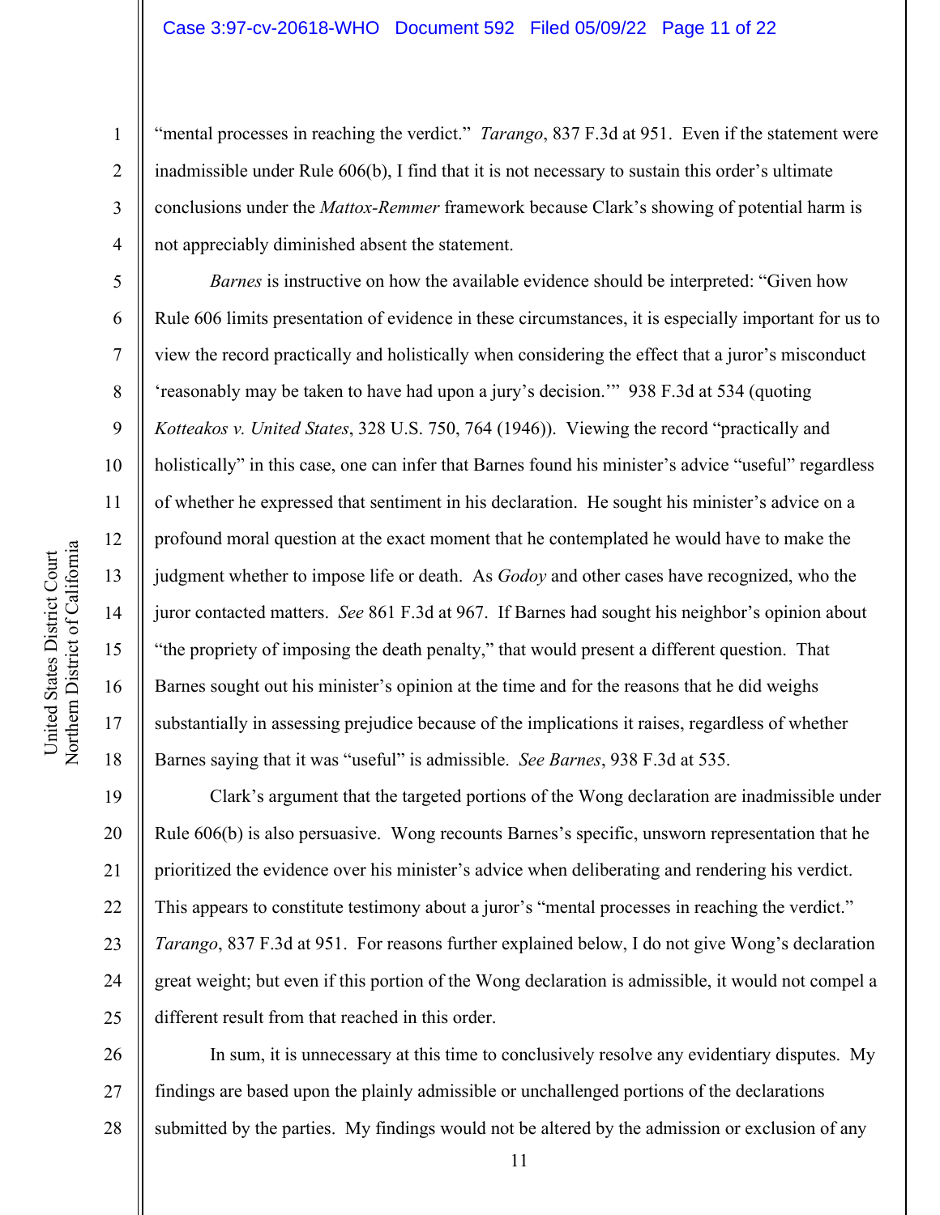"mental processes in reaching the verdict." *Tarango*, 837 F.3d at 951. Even if the statement were inadmissible under Rule 606(b), I find that it is not necessary to sustain this order's ultimate conclusions under the *Mattox-Remmer* framework because Clark's showing of potential harm is not appreciably diminished absent the statement.

*Barnes* is instructive on how the available evidence should be interpreted: "Given how Rule 606 limits presentation of evidence in these circumstances, it is especially important for us to view the record practically and holistically when considering the effect that a juror's misconduct 'reasonably may be taken to have had upon a jury's decision.'" 938 F.3d at 534 (quoting *Kotteakos v. United States*, 328 U.S. 750, 764 (1946)). Viewing the record "practically and holistically" in this case, one can infer that Barnes found his minister's advice "useful" regardless of whether he expressed that sentiment in his declaration. He sought his minister's advice on a profound moral question at the exact moment that he contemplated he would have to make the judgment whether to impose life or death. As *Godoy* and other cases have recognized, who the juror contacted matters. *See* 861 F.3d at 967. If Barnes had sought his neighbor's opinion about "the propriety of imposing the death penalty," that would present a different question. That Barnes sought out his minister's opinion at the time and for the reasons that he did weighs substantially in assessing prejudice because of the implications it raises, regardless of whether Barnes saying that it was "useful" is admissible. *See Barnes*, 938 F.3d at 535.

Clark's argument that the targeted portions of the Wong declaration are inadmissible under Rule 606(b) is also persuasive. Wong recounts Barnes's specific, unsworn representation that he prioritized the evidence over his minister's advice when deliberating and rendering his verdict. This appears to constitute testimony about a juror's "mental processes in reaching the verdict." *Tarango*, 837 F.3d at 951. For reasons further explained below, I do not give Wong's declaration great weight; but even if this portion of the Wong declaration is admissible, it would not compel a different result from that reached in this order.

In sum, it is unnecessary at this time to conclusively resolve any evidentiary disputes. My findings are based upon the plainly admissible or unchallenged portions of the declarations submitted by the parties. My findings would not be altered by the admission or exclusion of any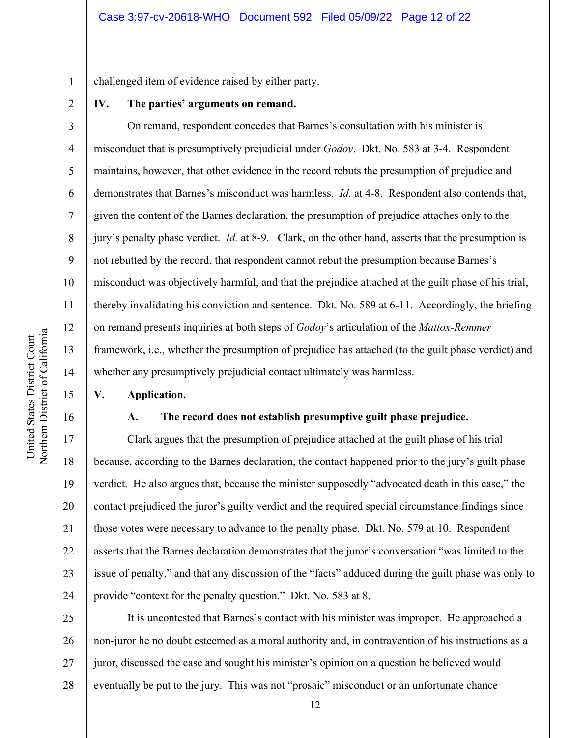challenged item of evidence raised by either party.

## IV. The parties' arguments on remand.

On remand, respondent concedes that Barnes's consultation with his minister is misconduct that is presumptively prejudicial under *Godoy*. Dkt. No. 583 at 3-4. Respondent maintains, however, that other evidence in the record rebuts the presumption of prejudice and demonstrates that Barnes's misconduct was harmless. *Id.* at 4-8. Respondent also contends that, given the content of the Barnes declaration, the presumption of prejudice attaches only to the jury's penalty phase verdict. *Id.* at 8-9. Clark, on the other hand, asserts that the presumption is not rebutted by the record, that respondent cannot rebut the presumption because Barnes's misconduct was objectively harmful, and that the prejudice attached at the guilt phase of his trial, thereby invalidating his conviction and sentence. Dkt. No. 589 at 6-11. Accordingly, the briefing on remand presents inquiries at both steps of *Godoy*'s articulation of the *Mattox-Remmer* framework, i.e., whether the presumption of prejudice has attached (to the guilt phase verdict) and whether any presumptively prejudicial contact ultimately was harmless.

## V. Application.

### A. The record does not establish presumptive guilt phase prejudice.

Clark argues that the presumption of prejudice attached at the guilt phase of his trial because, according to the Barnes declaration, the contact happened prior to the jury's guilt phase verdict. He also argues that, because the minister supposedly "advocated death in this case," the contact prejudiced the juror's guilty verdict and the required special circumstance findings since those votes were necessary to advance to the penalty phase. Dkt. No. 579 at 10. Respondent asserts that the Barnes declaration demonstrates that the juror's conversation "was limited to the issue of penalty," and that any discussion of the "facts" adduced during the guilt phase was only to provide "context for the penalty question." Dkt. No. 583 at 8.

It is uncontested that Barnes's contact with his minister was improper. He approached a non-juror he no doubt esteemed as a moral authority and, in contravention of his instructions as a juror, discussed the case and sought his minister's opinion on a question he believed would eventually be put to the jury. This was not "prosaic" misconduct or an unfortunate chance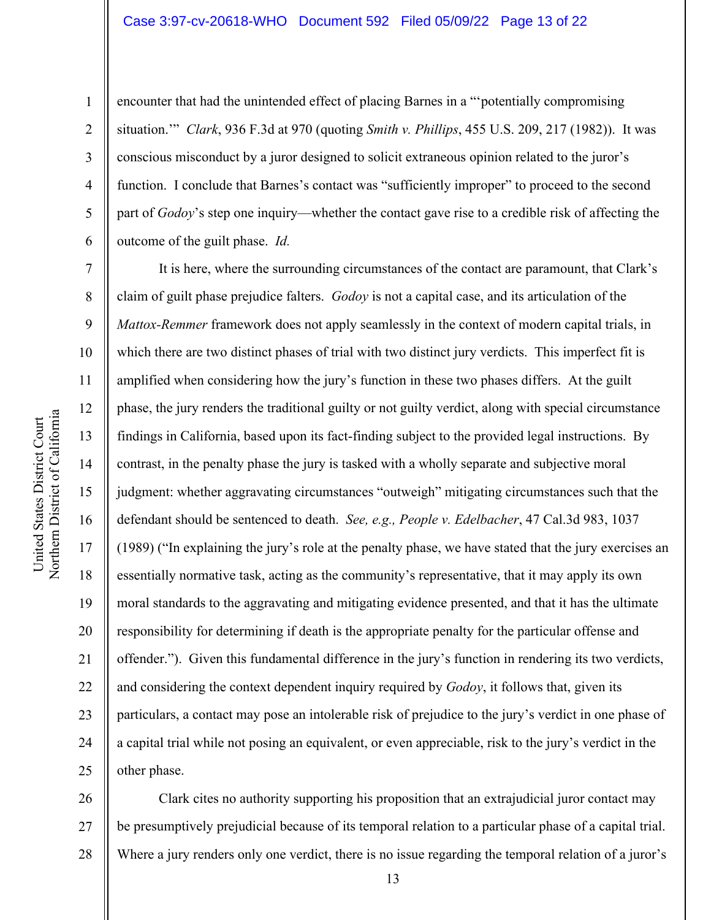encounter that had the unintended effect of placing Barnes in a "'potentially compromising situation.'" *Clark*, 936 F.3d at 970 (quoting *Smith v. Phillips*, 455 U.S. 209, 217 (1982)). It was conscious misconduct by a juror designed to solicit extraneous opinion related to the juror's function. I conclude that Barnes's contact was "sufficiently improper" to proceed to the second part of *Godoy*'s step one inquiry—whether the contact gave rise to a credible risk of affecting the outcome of the guilt phase. *Id.*

It is here, where the surrounding circumstances of the contact are paramount, that Clark's claim of guilt phase prejudice falters. *Godoy* is not a capital case, and its articulation of the *Mattox-Remmer* framework does not apply seamlessly in the context of modern capital trials, in which there are two distinct phases of trial with two distinct jury verdicts. This imperfect fit is amplified when considering how the jury's function in these two phases differs. At the guilt phase, the jury renders the traditional guilty or not guilty verdict, along with special circumstance findings in California, based upon its fact-finding subject to the provided legal instructions. By contrast, in the penalty phase the jury is tasked with a wholly separate and subjective moral judgment: whether aggravating circumstances "outweigh" mitigating circumstances such that the defendant should be sentenced to death. *See, e.g., People v. Edelbacher*, 47 Cal.3d 983, 1037 (1989) ("In explaining the jury's role at the penalty phase, we have stated that the jury exercises an essentially normative task, acting as the community's representative, that it may apply its own moral standards to the aggravating and mitigating evidence presented, and that it has the ultimate responsibility for determining if death is the appropriate penalty for the particular offense and offender."). Given this fundamental difference in the jury's function in rendering its two verdicts, and considering the context dependent inquiry required by *Godoy*, it follows that, given its particulars, a contact may pose an intolerable risk of prejudice to the jury's verdict in one phase of a capital trial while not posing an equivalent, or even appreciable, risk to the jury's verdict in the other phase.

Clark cites no authority supporting his proposition that an extrajudicial juror contact may be presumptively prejudicial because of its temporal relation to a particular phase of a capital trial. Where a jury renders only one verdict, there is no issue regarding the temporal relation of a juror's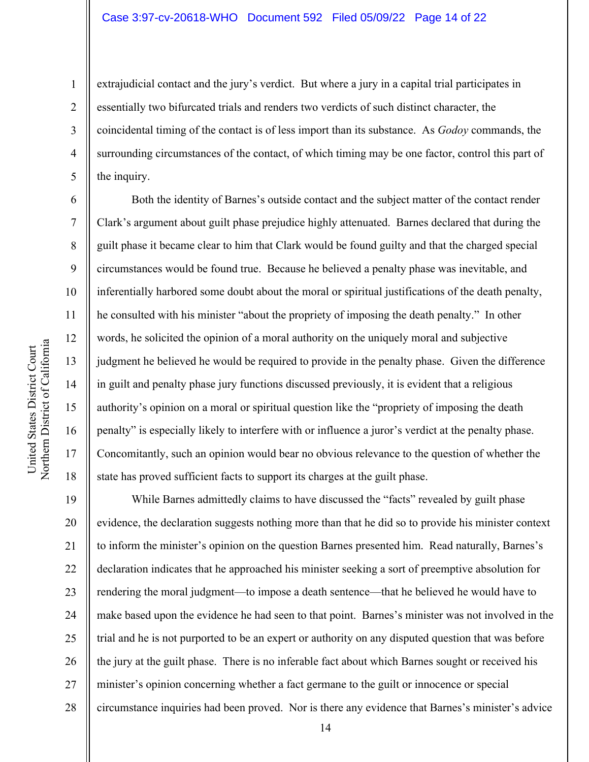extrajudicial contact and the jury's verdict. But where a jury in a capital trial participates in essentially two bifurcated trials and renders two verdicts of such distinct character, the coincidental timing of the contact is of less import than its substance. As *Godoy* commands, the surrounding circumstances of the contact, of which timing may be one factor, control this part of the inquiry.

Both the identity of Barnes's outside contact and the subject matter of the contact render Clark's argument about guilt phase prejudice highly attenuated. Barnes declared that during the guilt phase it became clear to him that Clark would be found guilty and that the charged special circumstances would be found true. Because he believed a penalty phase was inevitable, and inferentially harbored some doubt about the moral or spiritual justifications of the death penalty, he consulted with his minister "about the propriety of imposing the death penalty." In other words, he solicited the opinion of a moral authority on the uniquely moral and subjective judgment he believed he would be required to provide in the penalty phase. Given the difference in guilt and penalty phase jury functions discussed previously, it is evident that a religious authority's opinion on a moral or spiritual question like the "propriety of imposing the death penalty" is especially likely to interfere with or influence a juror's verdict at the penalty phase. Concomitantly, such an opinion would bear no obvious relevance to the question of whether the state has proved sufficient facts to support its charges at the guilt phase.

While Barnes admittedly claims to have discussed the "facts" revealed by guilt phase evidence, the declaration suggests nothing more than that he did so to provide his minister context to inform the minister's opinion on the question Barnes presented him. Read naturally, Barnes's declaration indicates that he approached his minister seeking a sort of preemptive absolution for rendering the moral judgment—to impose a death sentence—that he believed he would have to make based upon the evidence he had seen to that point. Barnes's minister was not involved in the trial and he is not purported to be an expert or authority on any disputed question that was before the jury at the guilt phase. There is no inferable fact about which Barnes sought or received his minister's opinion concerning whether a fact germane to the guilt or innocence or special circumstance inquiries had been proved. Nor is there any evidence that Barnes's minister's advice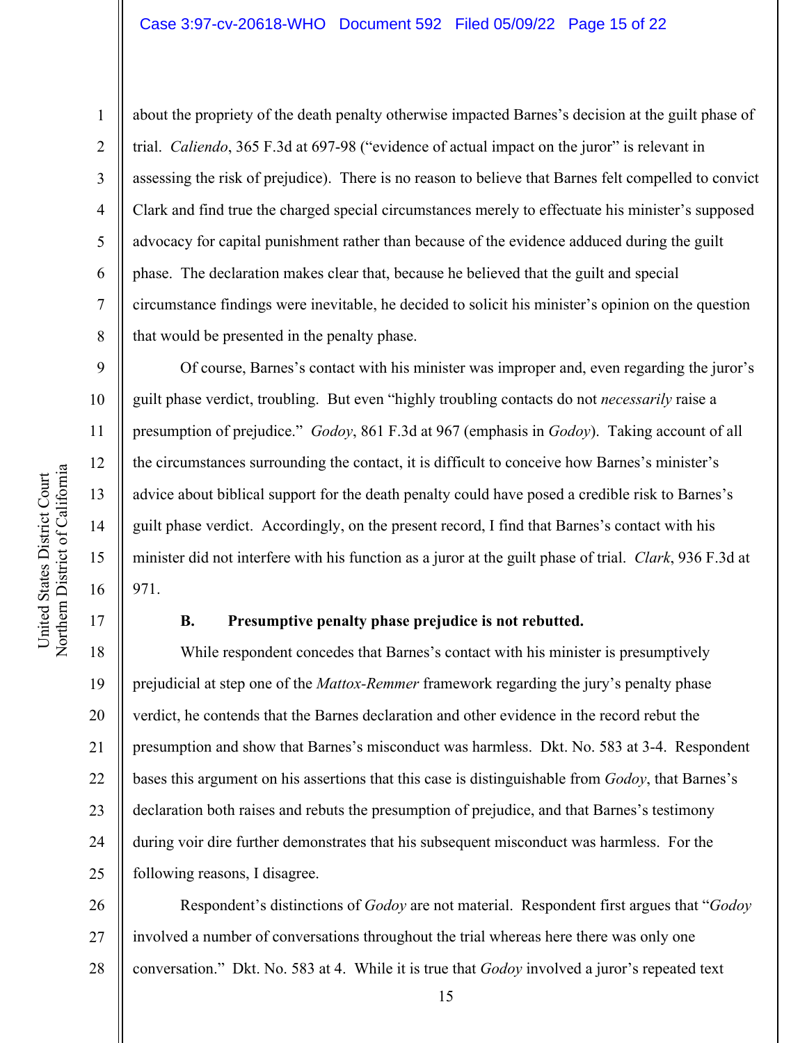about the propriety of the death penalty otherwise impacted Barnes's decision at the guilt phase of trial. *Caliendo*, 365 F.3d at 697-98 ("evidence of actual impact on the juror" is relevant in assessing the risk of prejudice). There is no reason to believe that Barnes felt compelled to convict Clark and find true the charged special circumstances merely to effectuate his minister's supposed advocacy for capital punishment rather than because of the evidence adduced during the guilt phase. The declaration makes clear that, because he believed that the guilt and special circumstance findings were inevitable, he decided to solicit his minister's opinion on the question that would be presented in the penalty phase.

Of course, Barnes's contact with his minister was improper and, even regarding the juror's guilt phase verdict, troubling. But even "highly troubling contacts do not *necessarily* raise a presumption of prejudice." *Godoy*, 861 F.3d at 967 (emphasis in *Godoy*). Taking account of all the circumstances surrounding the contact, it is difficult to conceive how Barnes's minister's advice about biblical support for the death penalty could have posed a credible risk to Barnes's guilt phase verdict. Accordingly, on the present record, I find that Barnes's contact with his minister did not interfere with his function as a juror at the guilt phase of trial. *Clark*, 936 F.3d at 971.

### B. Presumptive penalty phase prejudice is not rebutted.

While respondent concedes that Barnes's contact with his minister is presumptively prejudicial at step one of the *Mattox-Remmer* framework regarding the jury's penalty phase verdict, he contends that the Barnes declaration and other evidence in the record rebut the presumption and show that Barnes's misconduct was harmless. Dkt. No. 583 at 3-4. Respondent bases this argument on his assertions that this case is distinguishable from *Godoy*, that Barnes's declaration both raises and rebuts the presumption of prejudice, and that Barnes's testimony during voir dire further demonstrates that his subsequent misconduct was harmless. For the following reasons, I disagree.

Respondent's distinctions of *Godoy* are not material. Respondent first argues that "*Godoy* involved a number of conversations throughout the trial whereas here there was only one conversation." Dkt. No. 583 at 4. While it is true that *Godoy* involved a juror's repeated text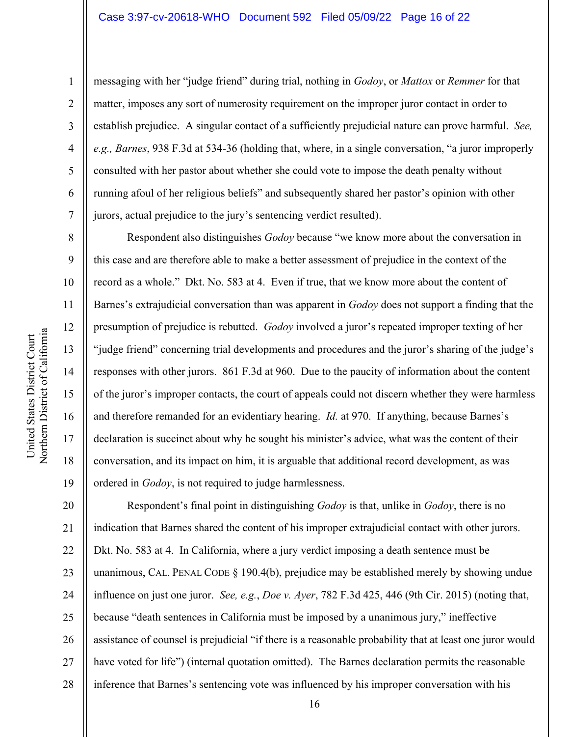messaging with her "judge friend" during trial, nothing in *Godoy*, or *Mattox* or *Remmer* for that matter, imposes any sort of numerosity requirement on the improper juror contact in order to establish prejudice. A singular contact of a sufficiently prejudicial nature can prove harmful. *See, e.g., Barnes*, 938 F.3d at 534-36 (holding that, where, in a single conversation, "a juror improperly consulted with her pastor about whether she could vote to impose the death penalty without running afoul of her religious beliefs" and subsequently shared her pastor's opinion with other jurors, actual prejudice to the jury's sentencing verdict resulted).

Respondent also distinguishes *Godoy* because "we know more about the conversation in this case and are therefore able to make a better assessment of prejudice in the context of the record as a whole." Dkt. No. 583 at 4. Even if true, that we know more about the content of Barnes's extrajudicial conversation than was apparent in *Godoy* does not support a finding that the presumption of prejudice is rebutted. *Godoy* involved a juror's repeated improper texting of her "judge friend" concerning trial developments and procedures and the juror's sharing of the judge's responses with other jurors. 861 F.3d at 960. Due to the paucity of information about the content of the juror's improper contacts, the court of appeals could not discern whether they were harmless and therefore remanded for an evidentiary hearing. *Id.* at 970. If anything, because Barnes's declaration is succinct about why he sought his minister's advice, what was the content of their conversation, and its impact on him, it is arguable that additional record development, as was ordered in *Godoy*, is not required to judge harmlessness.

Respondent's final point in distinguishing *Godoy* is that, unlike in *Godoy*, there is no indication that Barnes shared the content of his improper extrajudicial contact with other jurors. Dkt. No. 583 at 4. In California, where a jury verdict imposing a death sentence must be unanimous, CAL. PENAL CODE § 190.4(b), prejudice may be established merely by showing undue influence on just one juror. *See, e.g.*, *Doe v. Ayer*, 782 F.3d 425, 446 (9th Cir. 2015) (noting that, because "death sentences in California must be imposed by a unanimous jury," ineffective assistance of counsel is prejudicial "if there is a reasonable probability that at least one juror would have voted for life") (internal quotation omitted). The Barnes declaration permits the reasonable inference that Barnes's sentencing vote was influenced by his improper conversation with his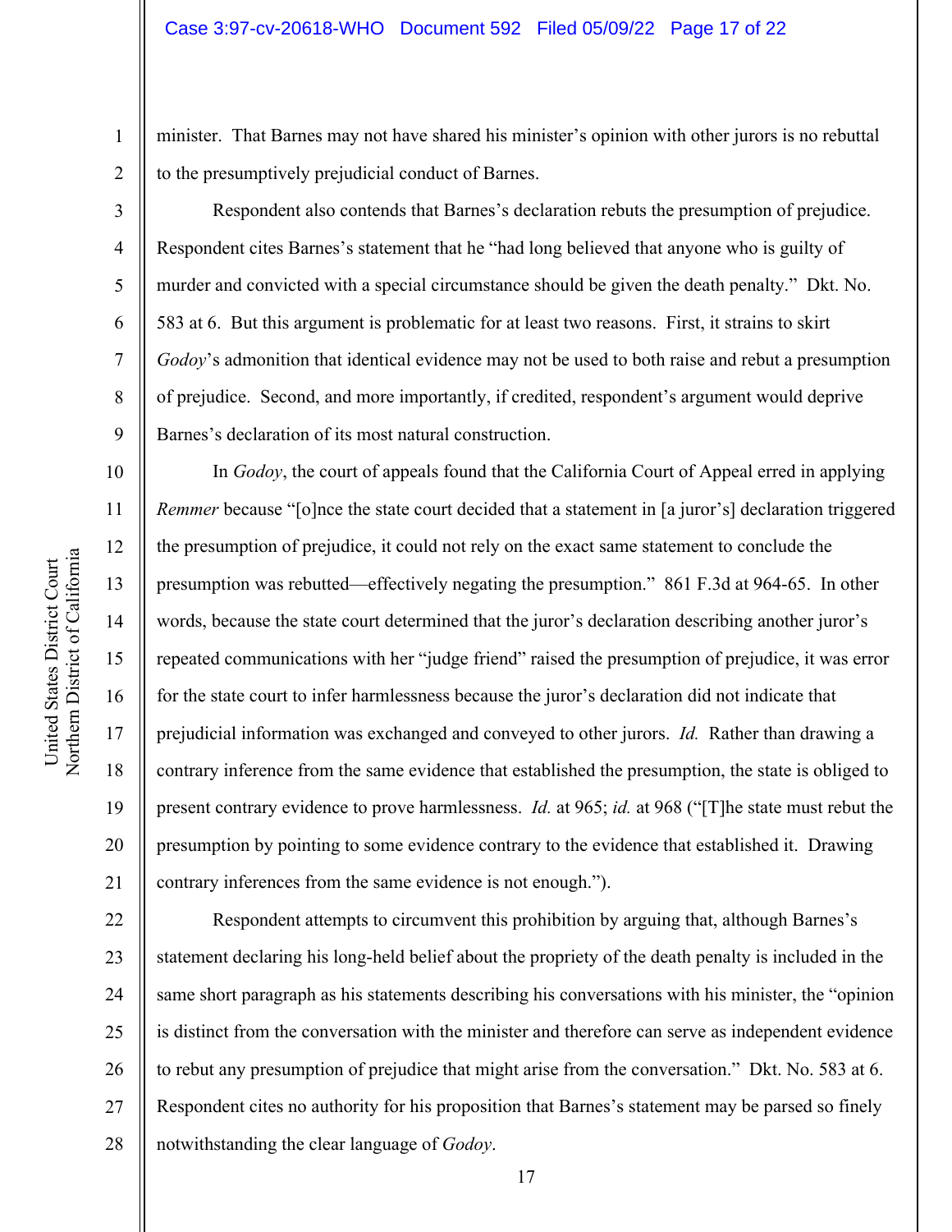minister. That Barnes may not have shared his minister's opinion with other jurors is no rebuttal to the presumptively prejudicial conduct of Barnes.

Respondent also contends that Barnes's declaration rebuts the presumption of prejudice. Respondent cites Barnes's statement that he "had long believed that anyone who is guilty of murder and convicted with a special circumstance should be given the death penalty." Dkt. No. 583 at 6. But this argument is problematic for at least two reasons. First, it strains to skirt *Godoy*'s admonition that identical evidence may not be used to both raise and rebut a presumption of prejudice. Second, and more importantly, if credited, respondent's argument would deprive Barnes's declaration of its most natural construction.

In *Godoy*, the court of appeals found that the California Court of Appeal erred in applying *Remmer* because "[o]nce the state court decided that a statement in [a juror's] declaration triggered the presumption of prejudice, it could not rely on the exact same statement to conclude the presumption was rebutted—effectively negating the presumption." 861 F.3d at 964-65. In other words, because the state court determined that the juror's declaration describing another juror's repeated communications with her "judge friend" raised the presumption of prejudice, it was error for the state court to infer harmlessness because the juror's declaration did not indicate that prejudicial information was exchanged and conveyed to other jurors. *Id.* Rather than drawing a contrary inference from the same evidence that established the presumption, the state is obliged to present contrary evidence to prove harmlessness. *Id.* at 965; *id.* at 968 ("[T]he state must rebut the presumption by pointing to some evidence contrary to the evidence that established it. Drawing contrary inferences from the same evidence is not enough.").

Respondent attempts to circumvent this prohibition by arguing that, although Barnes's statement declaring his long-held belief about the propriety of the death penalty is included in the same short paragraph as his statements describing his conversations with his minister, the "opinion is distinct from the conversation with the minister and therefore can serve as independent evidence to rebut any presumption of prejudice that might arise from the conversation." Dkt. No. 583 at 6. Respondent cites no authority for his proposition that Barnes's statement may be parsed so finely notwithstanding the clear language of *Godoy*.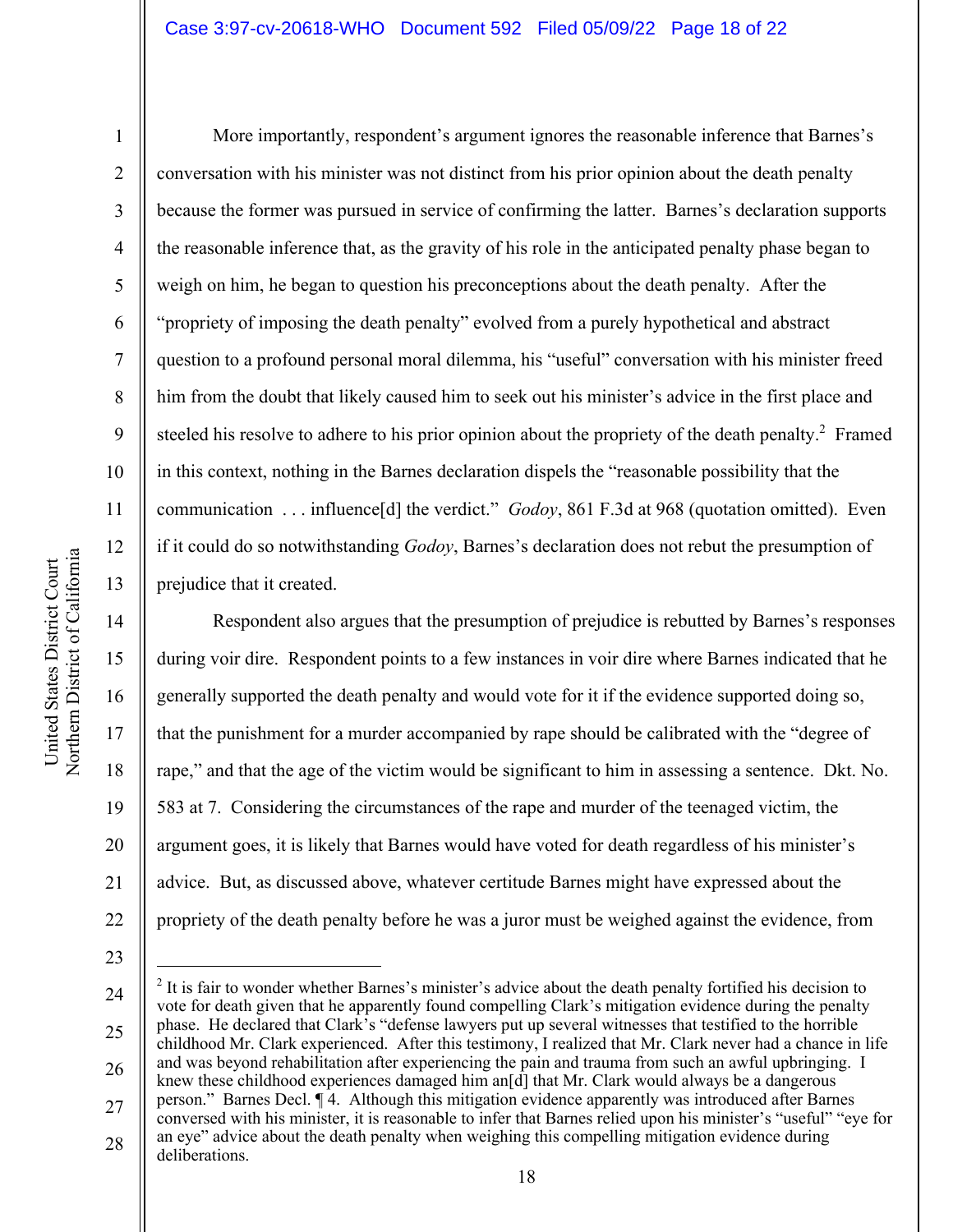More importantly, respondent's argument ignores the reasonable inference that Barnes's conversation with his minister was not distinct from his prior opinion about the death penalty because the former was pursued in service of confirming the latter. Barnes's declaration supports the reasonable inference that, as the gravity of his role in the anticipated penalty phase began to weigh on him, he began to question his preconceptions about the death penalty. After the "propriety of imposing the death penalty" evolved from a purely hypothetical and abstract question to a profound personal moral dilemma, his "useful" conversation with his minister freed him from the doubt that likely caused him to seek out his minister's advice in the first place and steeled his resolve to adhere to his prior opinion about the propriety of the death penalty.[2] Framed in this context, nothing in the Barnes declaration dispels the "reasonable possibility that the communication . . . influence[d] the verdict." *Godoy*, 861 F.3d at 968 (quotation omitted). Even if it could do so notwithstanding *Godoy*, Barnes's declaration does not rebut the presumption of prejudice that it created.

Respondent also argues that the presumption of prejudice is rebutted by Barnes's responses during voir dire. Respondent points to a few instances in voir dire where Barnes indicated that he generally supported the death penalty and would vote for it if the evidence supported doing so, that the punishment for a murder accompanied by rape should be calibrated with the "degree of rape," and that the age of the victim would be significant to him in assessing a sentence. Dkt. No. 583 at 7. Considering the circumstances of the rape and murder of the teenaged victim, the argument goes, it is likely that Barnes would have voted for death regardless of his minister's advice. But, as discussed above, whatever certitude Barnes might have expressed about the propriety of the death penalty before he was a juror must be weighed against the evidence, from

---

[2] It is fair to wonder whether Barnes's minister's advice about the death penalty fortified his decision to vote for death given that he apparently found compelling Clark's mitigation evidence during the penalty phase. He declared that Clark's "defense lawyers put up several witnesses that testified to the horrible childhood Mr. Clark experienced. After this testimony, I realized that Mr. Clark never had a chance in life and was beyond rehabilitation after experiencing the pain and trauma from such an awful upbringing. I knew these childhood experiences damaged him an[d] that Mr. Clark would always be a dangerous person." Barnes Decl. ¶ 4. Although this mitigation evidence apparently was introduced after Barnes conversed with his minister, it is reasonable to infer that Barnes relied upon his minister's "useful" "eye for an eye" advice about the death penalty when weighing this compelling mitigation evidence during deliberations.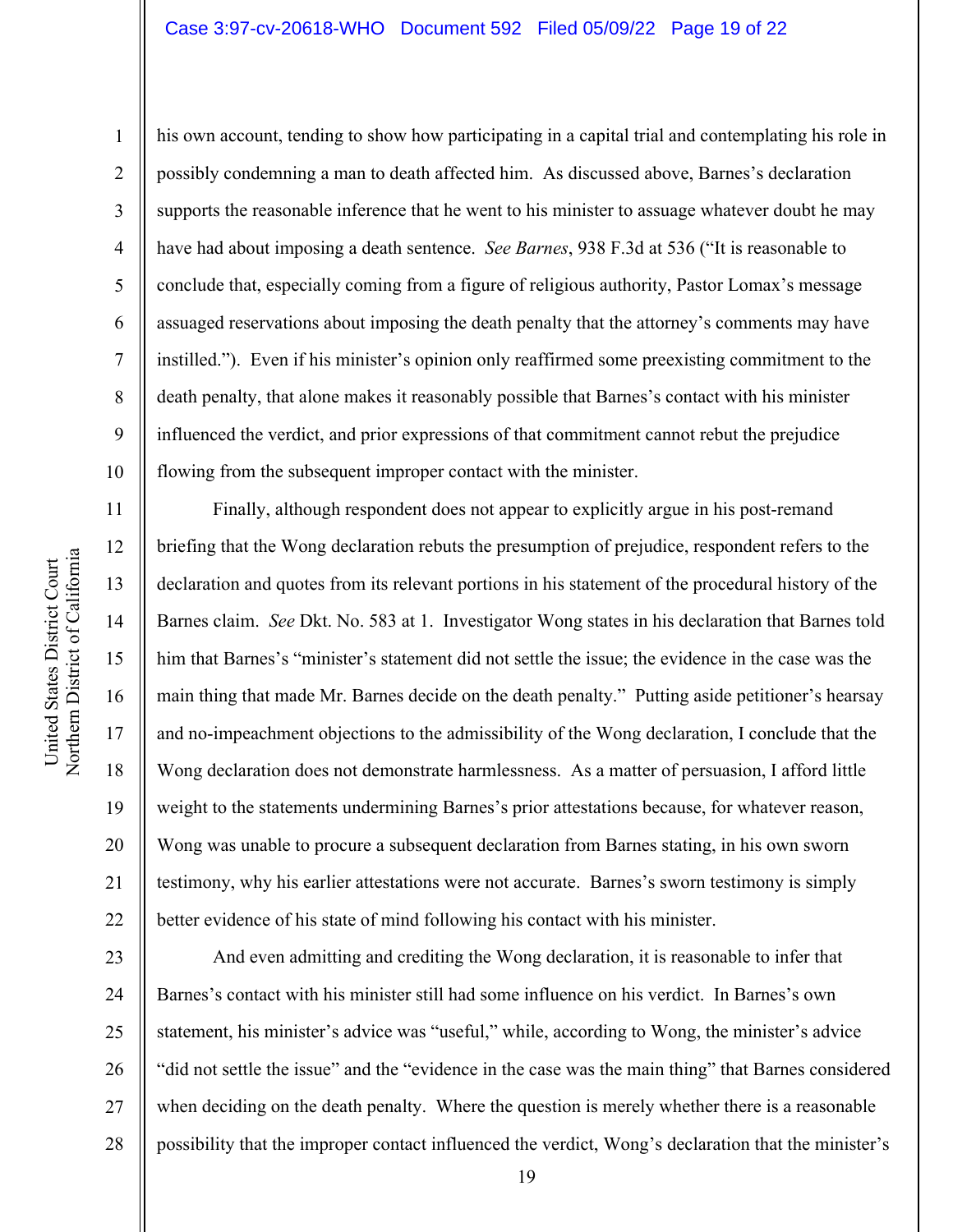his own account, tending to show how participating in a capital trial and contemplating his role in possibly condemning a man to death affected him. As discussed above, Barnes's declaration supports the reasonable inference that he went to his minister to assuage whatever doubt he may have had about imposing a death sentence. *See Barnes*, 938 F.3d at 536 ("It is reasonable to conclude that, especially coming from a figure of religious authority, Pastor Lomax's message assuaged reservations about imposing the death penalty that the attorney's comments may have instilled."). Even if his minister's opinion only reaffirmed some preexisting commitment to the death penalty, that alone makes it reasonably possible that Barnes's contact with his minister influenced the verdict, and prior expressions of that commitment cannot rebut the prejudice flowing from the subsequent improper contact with the minister.

Finally, although respondent does not appear to explicitly argue in his post-remand briefing that the Wong declaration rebuts the presumption of prejudice, respondent refers to the declaration and quotes from its relevant portions in his statement of the procedural history of the Barnes claim. *See* Dkt. No. 583 at 1. Investigator Wong states in his declaration that Barnes told him that Barnes's "minister's statement did not settle the issue; the evidence in the case was the main thing that made Mr. Barnes decide on the death penalty." Putting aside petitioner's hearsay and no-impeachment objections to the admissibility of the Wong declaration, I conclude that the Wong declaration does not demonstrate harmlessness. As a matter of persuasion, I afford little weight to the statements undermining Barnes's prior attestations because, for whatever reason, Wong was unable to procure a subsequent declaration from Barnes stating, in his own sworn testimony, why his earlier attestations were not accurate. Barnes's sworn testimony is simply better evidence of his state of mind following his contact with his minister.

And even admitting and crediting the Wong declaration, it is reasonable to infer that Barnes's contact with his minister still had some influence on his verdict. In Barnes's own statement, his minister's advice was "useful," while, according to Wong, the minister's advice "did not settle the issue" and the "evidence in the case was the main thing" that Barnes considered when deciding on the death penalty. Where the question is merely whether there is a reasonable possibility that the improper contact influenced the verdict, Wong's declaration that the minister's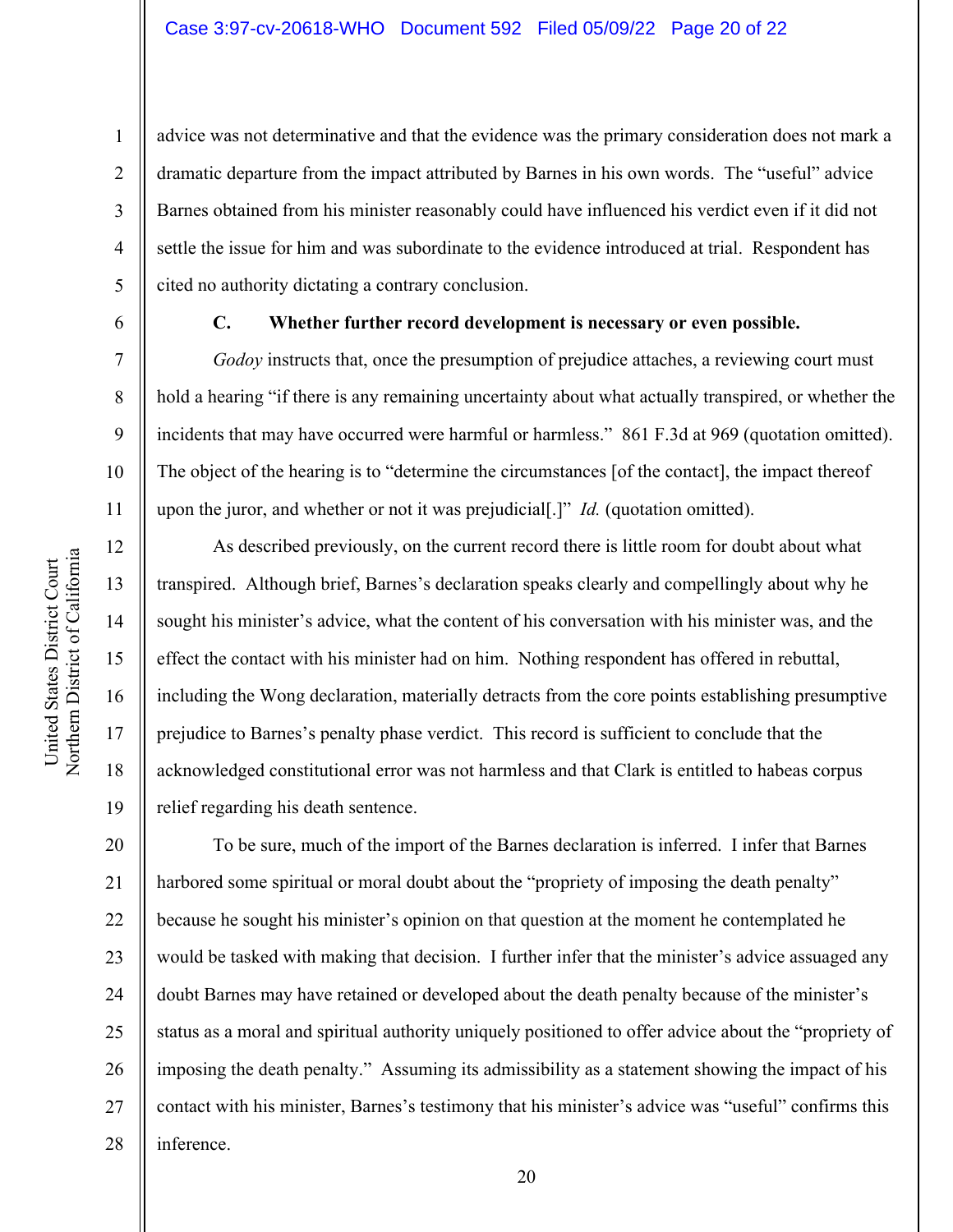advice was not determinative and that the evidence was the primary consideration does not mark a dramatic departure from the impact attributed by Barnes in his own words. The "useful" advice Barnes obtained from his minister reasonably could have influenced his verdict even if it did not settle the issue for him and was subordinate to the evidence introduced at trial. Respondent has cited no authority dictating a contrary conclusion.

**C. Whether further record development is necessary or even possible.**

*Godoy* instructs that, once the presumption of prejudice attaches, a reviewing court must hold a hearing "if there is any remaining uncertainty about what actually transpired, or whether the incidents that may have occurred were harmful or harmless." 861 F.3d at 969 (quotation omitted). The object of the hearing is to "determine the circumstances [of the contact], the impact thereof upon the juror, and whether or not it was prejudicial[.]" *Id.* (quotation omitted).

As described previously, on the current record there is little room for doubt about what transpired. Although brief, Barnes's declaration speaks clearly and compellingly about why he sought his minister's advice, what the content of his conversation with his minister was, and the effect the contact with his minister had on him. Nothing respondent has offered in rebuttal, including the Wong declaration, materially detracts from the core points establishing presumptive prejudice to Barnes's penalty phase verdict. This record is sufficient to conclude that the acknowledged constitutional error was not harmless and that Clark is entitled to habeas corpus relief regarding his death sentence.

To be sure, much of the import of the Barnes declaration is inferred. I infer that Barnes harbored some spiritual or moral doubt about the "propriety of imposing the death penalty" because he sought his minister's opinion on that question at the moment he contemplated he would be tasked with making that decision. I further infer that the minister's advice assuaged any doubt Barnes may have retained or developed about the death penalty because of the minister's status as a moral and spiritual authority uniquely positioned to offer advice about the "propriety of imposing the death penalty." Assuming its admissibility as a statement showing the impact of his contact with his minister, Barnes's testimony that his minister's advice was "useful" confirms this inference.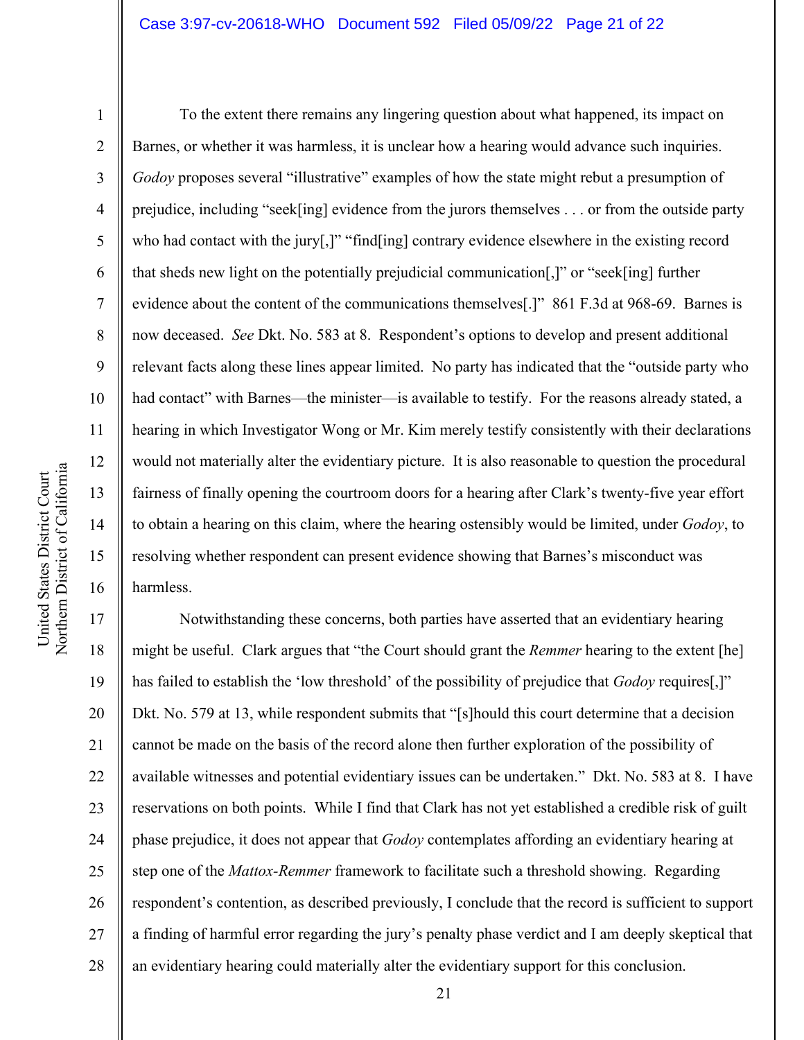To the extent there remains any lingering question about what happened, its impact on Barnes, or whether it was harmless, it is unclear how a hearing would advance such inquiries. *Godoy* proposes several "illustrative" examples of how the state might rebut a presumption of prejudice, including "seek[ing] evidence from the jurors themselves . . . or from the outside party who had contact with the jury[,]" "find[ing] contrary evidence elsewhere in the existing record that sheds new light on the potentially prejudicial communication[,]" or "seek[ing] further evidence about the content of the communications themselves[.]" 861 F.3d at 968-69. Barnes is now deceased. *See* Dkt. No. 583 at 8. Respondent's options to develop and present additional relevant facts along these lines appear limited. No party has indicated that the "outside party who had contact" with Barnes—the minister—is available to testify. For the reasons already stated, a hearing in which Investigator Wong or Mr. Kim merely testify consistently with their declarations would not materially alter the evidentiary picture. It is also reasonable to question the procedural fairness of finally opening the courtroom doors for a hearing after Clark's twenty-five year effort to obtain a hearing on this claim, where the hearing ostensibly would be limited, under *Godoy*, to resolving whether respondent can present evidence showing that Barnes's misconduct was harmless.

Notwithstanding these concerns, both parties have asserted that an evidentiary hearing might be useful. Clark argues that "the Court should grant the *Remmer* hearing to the extent [he] has failed to establish the 'low threshold' of the possibility of prejudice that *Godoy* requires[,]" Dkt. No. 579 at 13, while respondent submits that "[s]hould this court determine that a decision cannot be made on the basis of the record alone then further exploration of the possibility of available witnesses and potential evidentiary issues can be undertaken." Dkt. No. 583 at 8. I have reservations on both points. While I find that Clark has not yet established a credible risk of guilt phase prejudice, it does not appear that *Godoy* contemplates affording an evidentiary hearing at step one of the *Mattox-Remmer* framework to facilitate such a threshold showing. Regarding respondent's contention, as described previously, I conclude that the record is sufficient to support a finding of harmful error regarding the jury's penalty phase verdict and I am deeply skeptical that an evidentiary hearing could materially alter the evidentiary support for this conclusion.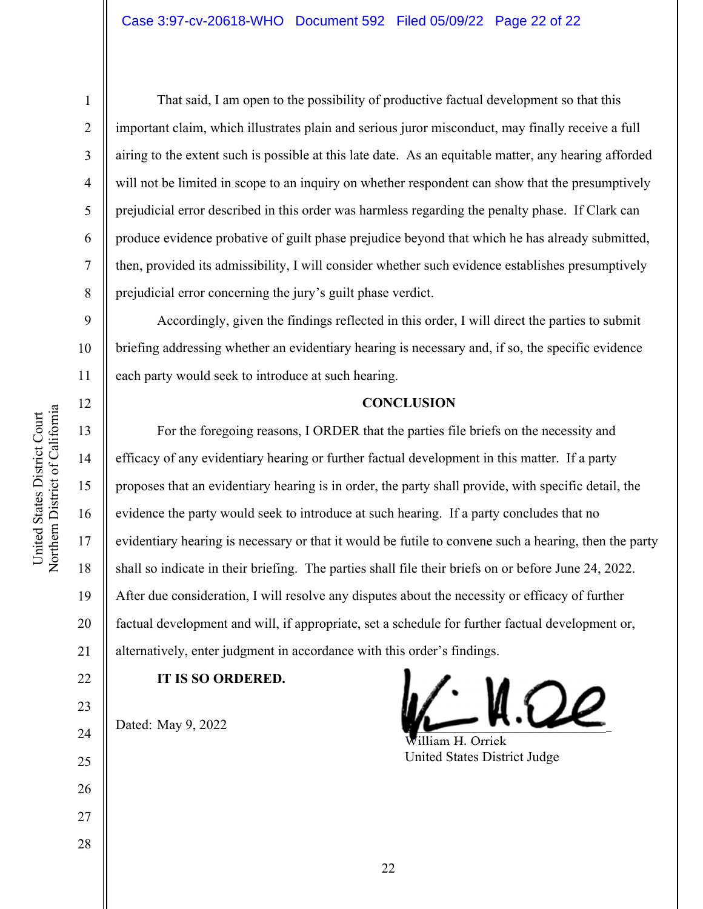That said, I am open to the possibility of productive factual development so that this important claim, which illustrates plain and serious juror misconduct, may finally receive a full airing to the extent such is possible at this late date. As an equitable matter, any hearing afforded will not be limited in scope to an inquiry on whether respondent can show that the presumptively prejudicial error described in this order was harmless regarding the penalty phase. If Clark can produce evidence probative of guilt phase prejudice beyond that which he has already submitted, then, provided its admissibility, I will consider whether such evidence establishes presumptively prejudicial error concerning the jury's guilt phase verdict.

Accordingly, given the findings reflected in this order, I will direct the parties to submit briefing addressing whether an evidentiary hearing is necessary and, if so, the specific evidence each party would seek to introduce at such hearing.

## CONCLUSION

For the foregoing reasons, I ORDER that the parties file briefs on the necessity and efficacy of any evidentiary hearing or further factual development in this matter. If a party proposes that an evidentiary hearing is in order, the party shall provide, with specific detail, the evidence the party would seek to introduce at such hearing. If a party concludes that no evidentiary hearing is necessary or that it would be futile to convene such a hearing, then the party shall so indicate in their briefing. The parties shall file their briefs on or before June 24, 2022. After due consideration, I will resolve any disputes about the necessity or efficacy of further factual development and will, if appropriate, set a schedule for further factual development or, alternatively, enter judgment in accordance with this order's findings.

**IT IS SO ORDERED.**

Dated: May 9, 2022

William H. Orrick
United States District Judge